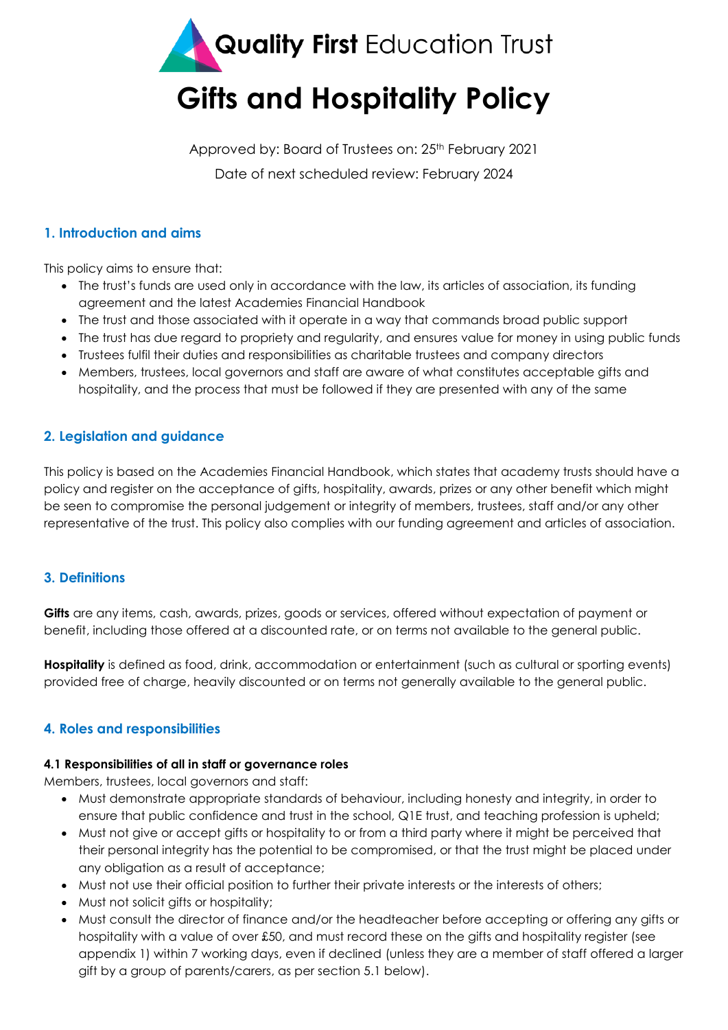**Quality First** Education Trust

# Gifts and Hospitality Policy

Approved by: Board of Trustees on: 25th February 2021

Date of next scheduled review: February 2024

## 1. Introduction and aims

This policy aims to ensure that:

- The trust's funds are used only in accordance with the law, its articles of association, its funding agreement and the latest Academies Financial Handbook
- The trust and those associated with it operate in a way that commands broad public support
- The trust has due regard to propriety and regularity, and ensures value for money in using public funds
- Trustees fulfil their duties and responsibilities as charitable trustees and company directors
- Members, trustees, local governors and staff are aware of what constitutes acceptable gifts and hospitality, and the process that must be followed if they are presented with any of the same

## 2. Legislation and guidance

This policy is based on the Academies Financial Handbook, which states that academy trusts should have a policy and register on the acceptance of gifts, hospitality, awards, prizes or any other benefit which might be seen to compromise the personal judgement or integrity of members, trustees, staff and/or any other representative of the trust. This policy also complies with our funding agreement and articles of association.

## 3. Definitions

**Gifts** are any items, cash, awards, prizes, goods or services, offered without expectation of payment or benefit, including those offered at a discounted rate, or on terms not available to the general public.

**Hospitality** is defined as food, drink, accommodation or entertainment (such as cultural or sporting events) provided free of charge, heavily discounted or on terms not generally available to the general public.

## 4. Roles and responsibilities

### 4.1 Responsibilities of all in staff or governance roles

Members, trustees, local governors and staff:

- Must demonstrate appropriate standards of behaviour, including honesty and integrity, in order to ensure that public confidence and trust in the school, Q1E trust, and teaching profession is upheld;
- Must not give or accept gifts or hospitality to or from a third party where it might be perceived that their personal integrity has the potential to be compromised, or that the trust might be placed under any obligation as a result of acceptance;
- Must not use their official position to further their private interests or the interests of others;
- Must not solicit gifts or hospitality;
- Must consult the director of finance and/or the headteacher before accepting or offering any gifts or hospitality with a value of over £50, and must record these on the gifts and hospitality register (see appendix 1) within 7 working days, even if declined (unless they are a member of staff offered a larger gift by a group of parents/carers, as per section 5.1 below).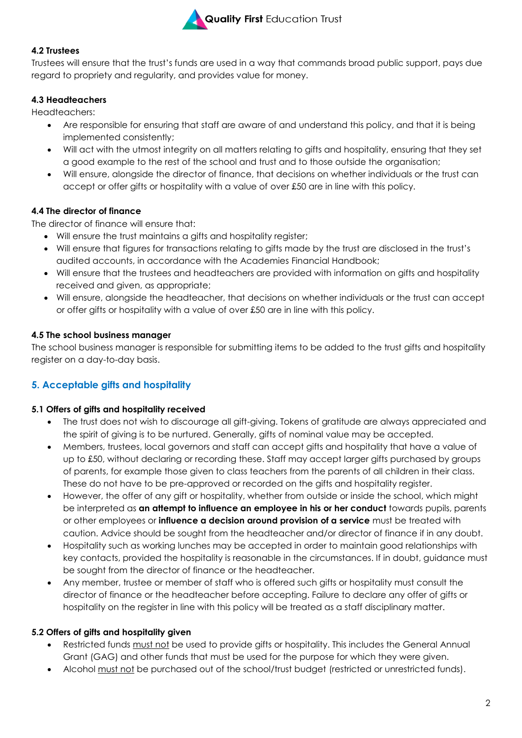### 4.2 Trustees

Trustees will ensure that the trust's funds are used in a way that commands broad public support, pays due regard to propriety and regularity, and provides value for money.

### 4.3 Headteachers

Headteachers:

- Are responsible for ensuring that staff are aware of and understand this policy, and that it is being implemented consistently;
- Will act with the utmost integrity on all matters relating to gifts and hospitality, ensuring that they set a good example to the rest of the school and trust and to those outside the organisation;
- Will ensure, alongside the director of finance, that decisions on whether individuals or the trust can accept or offer gifts or hospitality with a value of over £50 are in line with this policy.

### 4.4 The director of finance

The director of finance will ensure that:

- Will ensure the trust maintains a gifts and hospitality register;
- Will ensure that figures for transactions relating to gifts made by the trust are disclosed in the trust's audited accounts, in accordance with the Academies Financial Handbook;
- Will ensure that the trustees and headteachers are provided with information on gifts and hospitality received and given, as appropriate;
- Will ensure, alongside the headteacher, that decisions on whether individuals or the trust can accept or offer gifts or hospitality with a value of over £50 are in line with this policy.

### 4.5 The school business manager

The school business manager is responsible for submitting items to be added to the trust gifts and hospitality register on a day-to-day basis.

## 5. Acceptable gifts and hospitality

### 5.1 Offers of gifts and hospitality received

- The trust does not wish to discourage all gift-giving. Tokens of gratitude are always appreciated and the spirit of giving is to be nurtured. Generally, gifts of nominal value may be accepted.
- Members, trustees, local governors and staff can accept gifts and hospitality that have a value of up to £50, without declaring or recording these. Staff may accept larger gifts purchased by groups of parents, for example those given to class teachers from the parents of all children in their class. These do not have to be pre-approved or recorded on the gifts and hospitality register.
- However, the offer of any gift or hospitality, whether from outside or inside the school, which might be interpreted as **an attempt to influence an employee in his or her conduct** towards pupils, parents or other employees or **influence a decision around provision of a service** must be treated with caution. Advice should be sought from the headteacher and/or director of finance if in any doubt.
- Hospitality such as working lunches may be accepted in order to maintain good relationships with key contacts, provided the hospitality is reasonable in the circumstances. If in doubt, guidance must be sought from the director of finance or the headteacher.
- Any member, trustee or member of staff who is offered such gifts or hospitality must consult the director of finance or the headteacher before accepting. Failure to declare any offer of gifts or hospitality on the register in line with this policy will be treated as a staff disciplinary matter.

### 5.2 Offers of gifts and hospitality given

- Restricted funds must not be used to provide gifts or hospitality. This includes the General Annual Grant (GAG) and other funds that must be used for the purpose for which they were given.
- Alcohol must not be purchased out of the school/trust budget (restricted or unrestricted funds).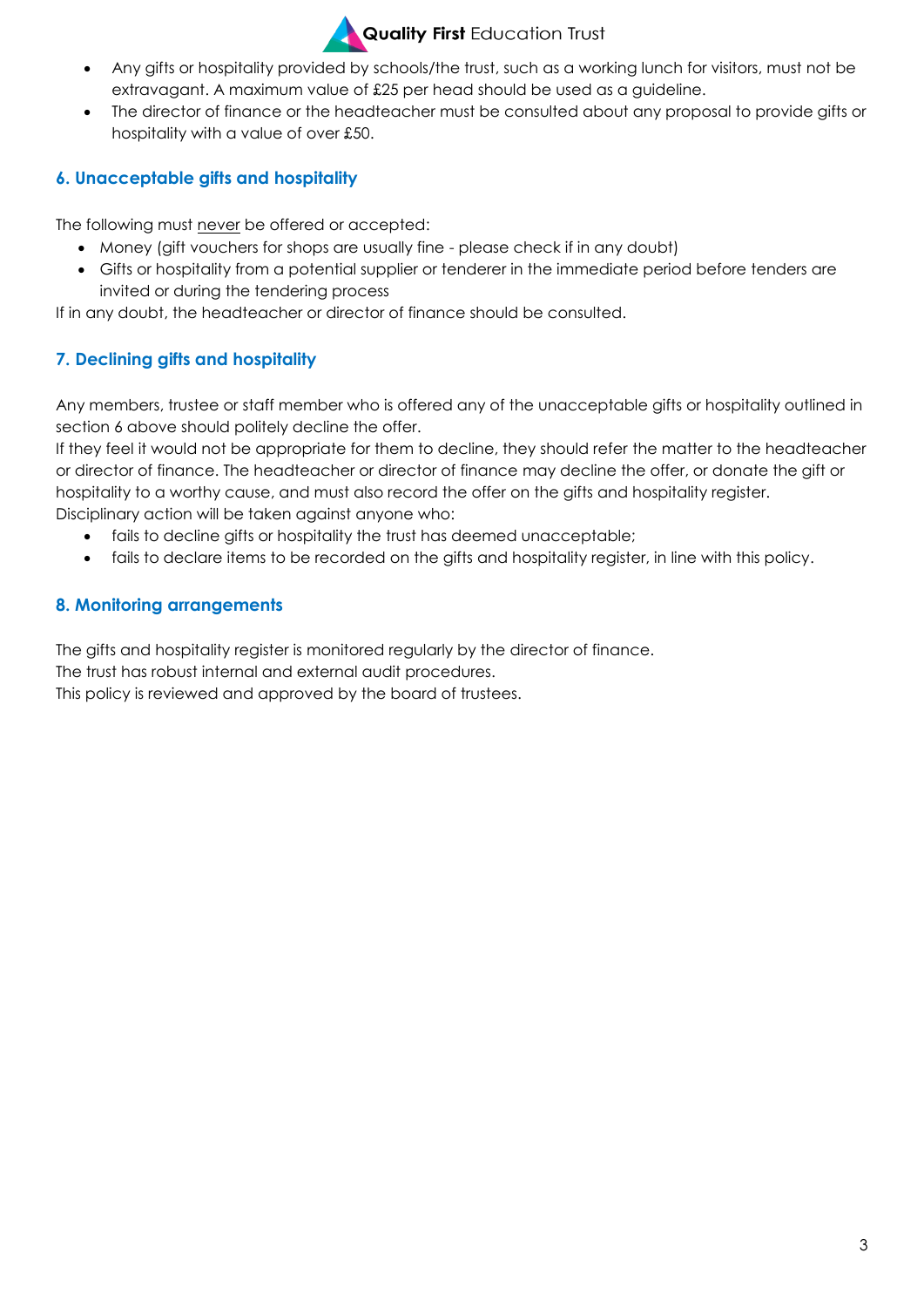- Any gifts or hospitality provided by schools/the trust, such as a working lunch for visitors, must not be extravagant. A maximum value of £25 per head should be used as a guideline.
- The director of finance or the headteacher must be consulted about any proposal to provide gifts or hospitality with a value of over £50.

## 6. Unacceptable gifts and hospitality

The following must never be offered or accepted:

- Money (gift vouchers for shops are usually fine - please check if in any doubt)
- Gifts or hospitality from a potential supplier or tenderer in the immediate period before tenders are invited or during the tendering process

If in any doubt, the headteacher or director of finance should be consulted.

## 7. Declining gifts and hospitality

Any members, trustee or staff member who is offered any of the unacceptable gifts or hospitality outlined in section 6 above should politely decline the offer.

If they feel it would not be appropriate for them to decline, they should refer the matter to the headteacher or director of finance. The headteacher or director of finance may decline the offer, or donate the gift or hospitality to a worthy cause, and must also record the offer on the gifts and hospitality register.

Disciplinary action will be taken against anyone who:

- fails to decline gifts or hospitality the trust has deemed unacceptable;
- fails to declare items to be recorded on the gifts and hospitality register, in line with this policy.

## 8. Monitoring arrangements

The gifts and hospitality register is monitored regularly by the director of finance.

The trust has robust internal and external audit procedures.

This policy is reviewed and approved by the board of trustees.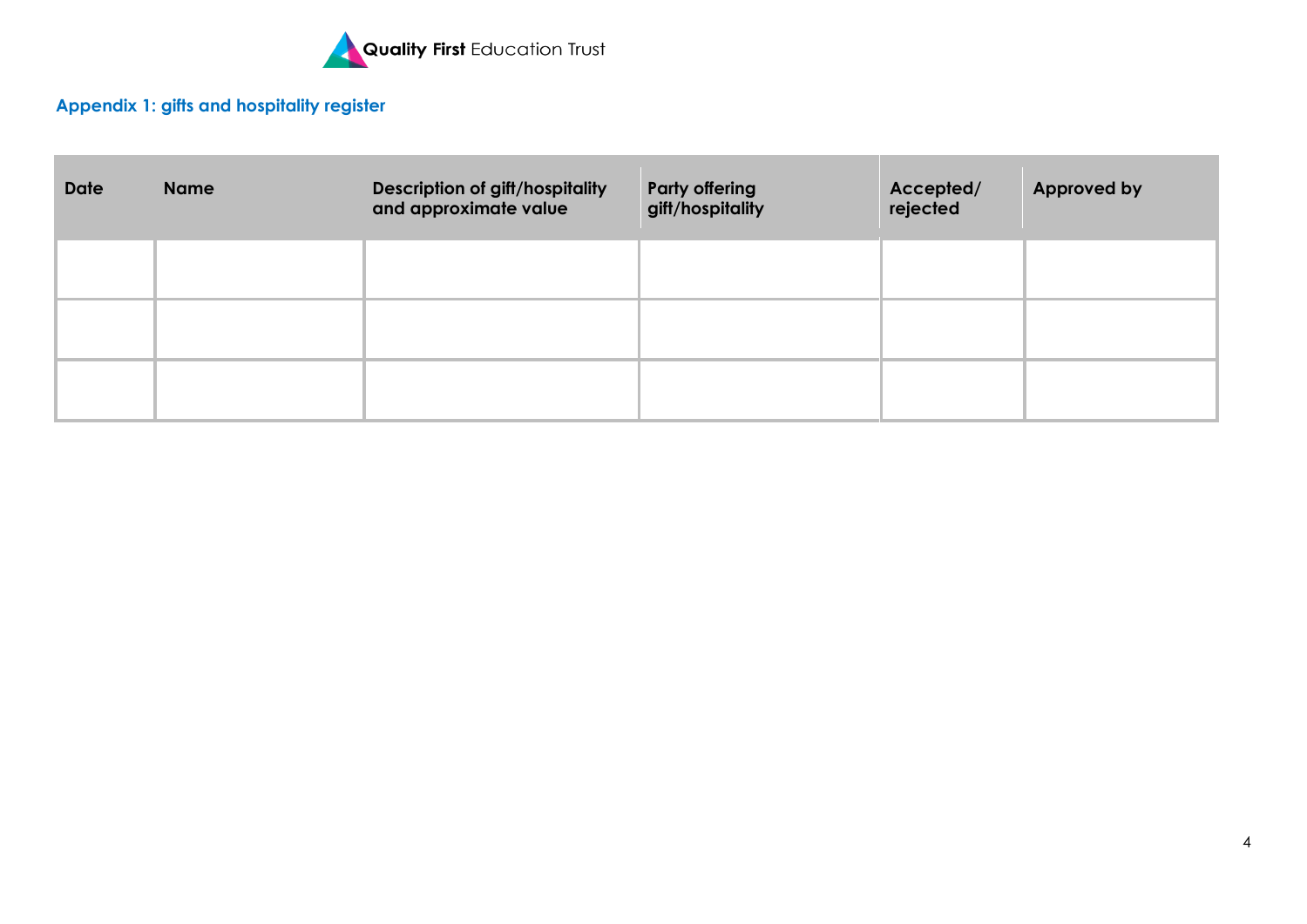**Quality First** Education Trust

## Appendix 1: gifts and hospitality register

| Date | Name | Description of gift/hospitality and approximate value | Party offering gift/hospitality | Accepted/ rejected | Approved by |
|---|---|---|---|---|---|
| | | | | | |
| | | | | | |
| | | | | | |